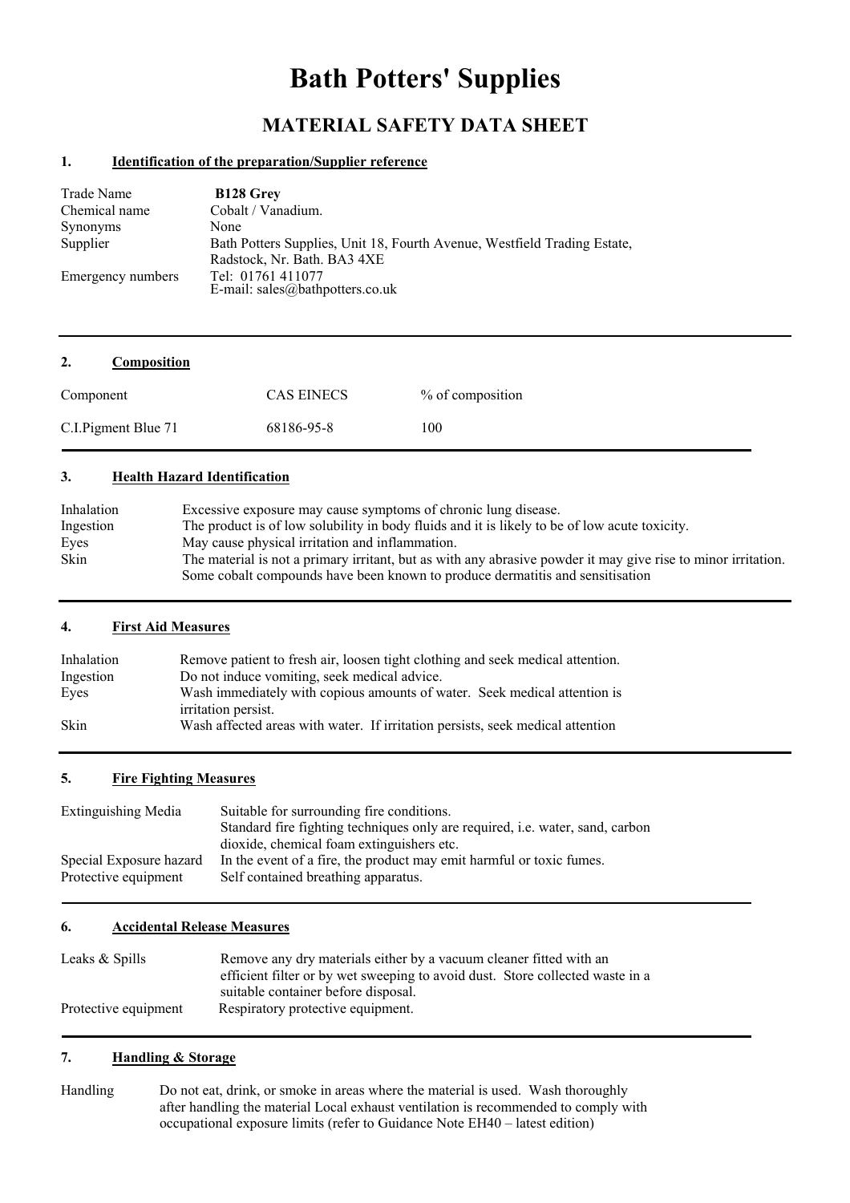# Bath Potters' Supplies

## MATERIAL SAFETY DATA SHEET

### 1. Identification of the preparation/Supplier reference

| | |
|---|---|
| Trade Name | **B128 Grey** |
| Chemical name | Cobalt / Vanadium. |
| Synonyms | None |
| Supplier | Bath Potters Supplies, Unit 18, Fourth Avenue, Westfield Trading Estate, Radstock, Nr. Bath. BA3 4XE |
| Emergency numbers | Tel: 01761 411077<br>E-mail: sales@bathpotters.co.uk |

### 2. Composition

| Component | CAS EINECS | % of composition |
|---|---|---|
| C.I.Pigment Blue 71 | 68186-95-8 | 100 |

### 3. Health Hazard Identification

| | |
|---|---|
| Inhalation | Excessive exposure may cause symptoms of chronic lung disease. |
| Ingestion | The product is of low solubility in body fluids and it is likely to be of low acute toxicity. |
| Eyes | May cause physical irritation and inflammation. |
| Skin | The material is not a primary irritant, but as with any abrasive powder it may give rise to minor irritation. Some cobalt compounds have been known to produce dermatitis and sensitisation |

### 4. First Aid Measures

| | |
|---|---|
| Inhalation | Remove patient to fresh air, loosen tight clothing and seek medical attention. |
| Ingestion | Do not induce vomiting, seek medical advice. |
| Eyes | Wash immediately with copious amounts of water. Seek medical attention is irritation persist. |
| Skin | Wash affected areas with water. If irritation persists, seek medical attention |

### 5. Fire Fighting Measures

| | |
|---|---|
| Extinguishing Media | Suitable for surrounding fire conditions.<br>Standard fire fighting techniques only are required, i.e. water, sand, carbon dioxide, chemical foam extinguishers etc. |
| Special Exposure hazard | In the event of a fire, the product may emit harmful or toxic fumes. |
| Protective equipment | Self contained breathing apparatus. |

### 6. Accidental Release Measures

| | |
|---|---|
| Leaks & Spills | Remove any dry materials either by a vacuum cleaner fitted with an efficient filter or by wet sweeping to avoid dust. Store collected waste in a suitable container before disposal. |
| Protective equipment | Respiratory protective equipment. |

### 7. Handling & Storage

| | |
|---|---|
| Handling | Do not eat, drink, or smoke in areas where the material is used. Wash thoroughly after handling the material Local exhaust ventilation is recommended to comply with occupational exposure limits (refer to Guidance Note EH40 – latest edition) |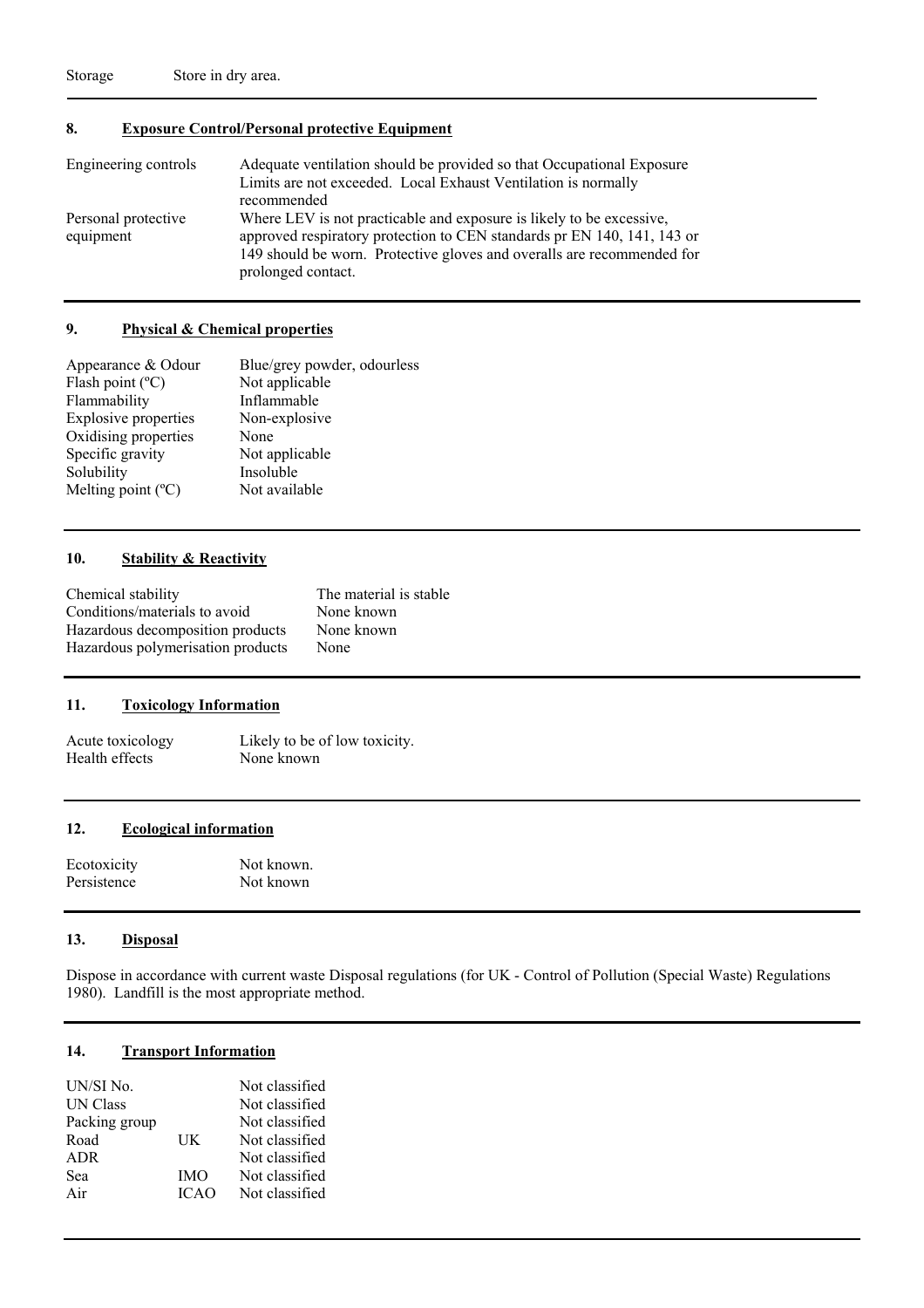| | |
|---|---|
| Storage | Store in dry area. |

## 8. Exposure Control/Personal protective Equipment

| | |
|---|---|
| Engineering controls | Adequate ventilation should be provided so that Occupational Exposure Limits are not exceeded. Local Exhaust Ventilation is normally recommended |
| Personal protective equipment | Where LEV is not practicable and exposure is likely to be excessive, approved respiratory protection to CEN standards pr EN 140, 141, 143 or 149 should be worn. Protective gloves and overalls are recommended for prolonged contact. |

## 9. Physical & Chemical properties

| | |
|---|---|
| Appearance & Odour | Blue/grey powder, odourless |
| Flash point (ºC) | Not applicable |
| Flammability | Inflammable |
| Explosive properties | Non-explosive |
| Oxidising properties | None |
| Specific gravity | Not applicable |
| Solubility | Insoluble |
| Melting point (ºC) | Not available |

## 10. Stability & Reactivity

| | |
|---|---|
| Chemical stability | The material is stable |
| Conditions/materials to avoid | None known |
| Hazardous decomposition products | None known |
| Hazardous polymerisation products | None |

## 11. Toxicology Information

| | |
|---|---|
| Acute toxicology | Likely to be of low toxicity. |
| Health effects | None known |

## 12. Ecological information

| | |
|---|---|
| Ecotoxicity | Not known. |
| Persistence | Not known |

## 13. Disposal

Dispose in accordance with current waste Disposal regulations (for UK - Control of Pollution (Special Waste) Regulations 1980). Landfill is the most appropriate method.

## 14. Transport Information

| | | |
|---|---|---|
| UN/SI No. | | Not classified |
| UN Class | | Not classified |
| Packing group | | Not classified |
| Road | UK | Not classified |
| ADR | | Not classified |
| Sea | IMO | Not classified |
| Air | ICAO | Not classified |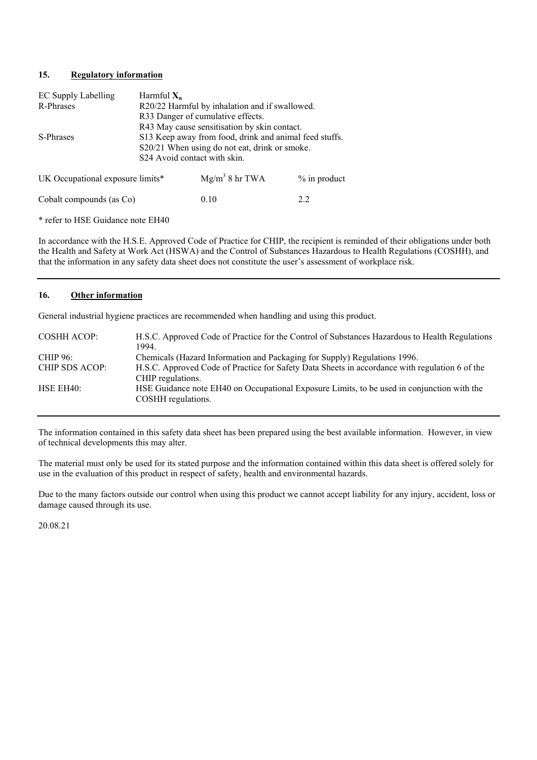## 15. Regulatory information

| | |
|---|---|
| EC Supply Labelling | Harmful $X_n$ |
| R-Phrases | R20/22 Harmful by inhalation and if swallowed.<br>R33 Danger of cumulative effects.<br>R43 May cause sensitisation by skin contact. |
| S-Phrases | S13 Keep away from food, drink and animal feed stuffs.<br>S20/21 When using do not eat, drink or smoke.<br>S24 Avoid contact with skin. |

| UK Occupational exposure limits* | $Mg/m^3$ 8 hr TWA | % in product |
|---|---|---|
| Cobalt compounds (as Co) | 0.10 | 2.2 |

* refer to HSE Guidance note EH40

In accordance with the H.S.E. Approved Code of Practice for CHIP, the recipient is reminded of their obligations under both the Health and Safety at Work Act (HSWA) and the Control of Substances Hazardous to Health Regulations (COSHH), and that the information in any safety data sheet does not constitute the user's assessment of workplace risk.

## 16. Other information

General industrial hygiene practices are recommended when handling and using this product.

| | |
|---|---|
| COSHH ACOP: | H.S.C. Approved Code of Practice for the Control of Substances Hazardous to Health Regulations 1994. |
| CHIP 96: | Chemicals (Hazard Information and Packaging for Supply) Regulations 1996. |
| CHIP SDS ACOP: | H.S.C. Approved Code of Practice for Safety Data Sheets in accordance with regulation 6 of the CHIP regulations. |
| HSE EH40: | HSE Guidance note EH40 on Occupational Exposure Limits, to be used in conjunction with the COSHH regulations. |

The information contained in this safety data sheet has been prepared using the best available information. However, in view of technical developments this may alter.

The material must only be used for its stated purpose and the information contained within this data sheet is offered solely for use in the evaluation of this product in respect of safety, health and environmental hazards.

Due to the many factors outside our control when using this product we cannot accept liability for any injury, accident, loss or damage caused through its use.

20.08.21